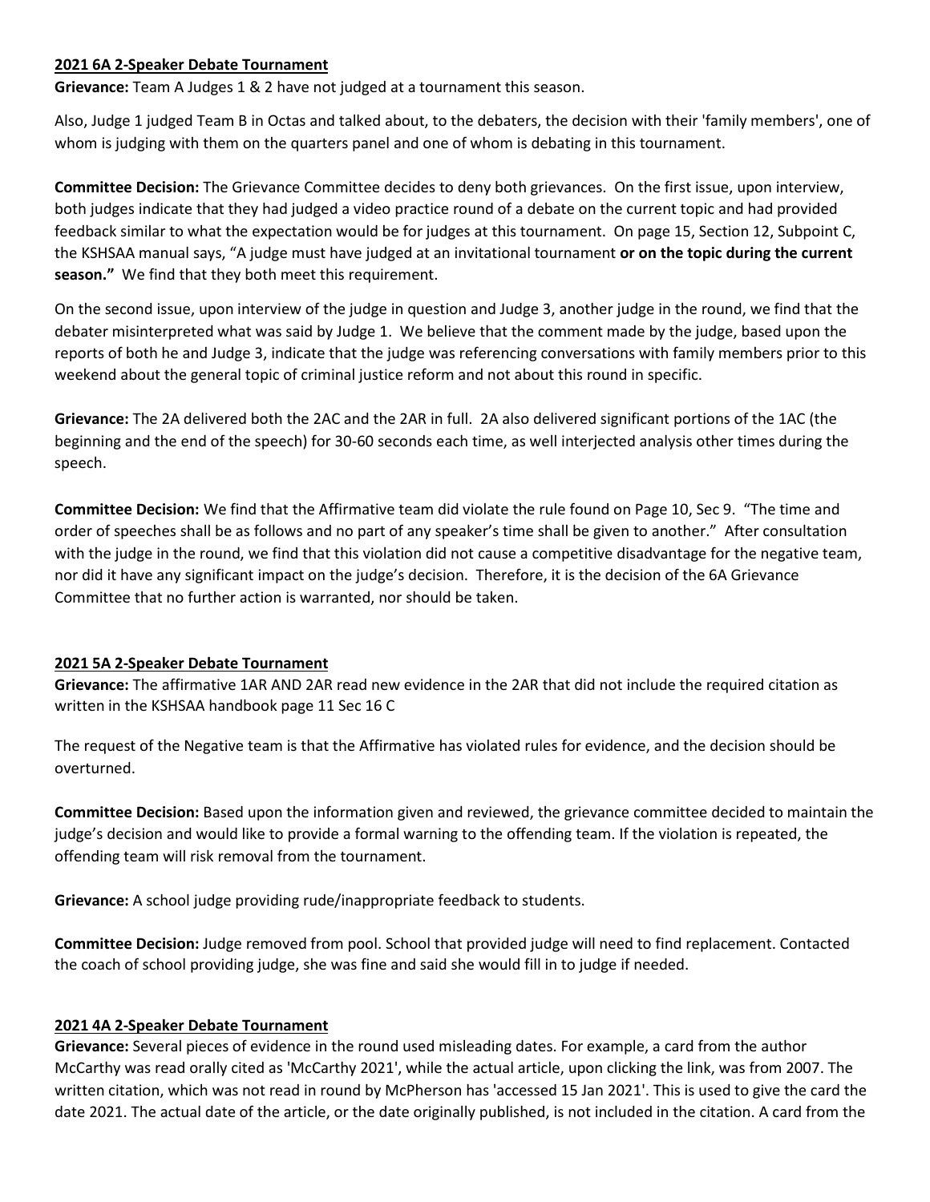**2021 6A 2-Speaker Debate Tournament**

**Grievance:** Team A Judges 1 & 2 have not judged at a tournament this season.

Also, Judge 1 judged Team B in Octas and talked about, to the debaters, the decision with their 'family members', one of whom is judging with them on the quarters panel and one of whom is debating in this tournament.

**Committee Decision:** The Grievance Committee decides to deny both grievances. On the first issue, upon interview, both judges indicate that they had judged a video practice round of a debate on the current topic and had provided feedback similar to what the expectation would be for judges at this tournament. On page 15, Section 12, Subpoint C, the KSHSAA manual says, "A judge must have judged at an invitational tournament **or on the topic during the current season."** We find that they both meet this requirement.

On the second issue, upon interview of the judge in question and Judge 3, another judge in the round, we find that the debater misinterpreted what was said by Judge 1. We believe that the comment made by the judge, based upon the reports of both he and Judge 3, indicate that the judge was referencing conversations with family members prior to this weekend about the general topic of criminal justice reform and not about this round in specific.

**Grievance:** The 2A delivered both the 2AC and the 2AR in full. 2A also delivered significant portions of the 1AC (the beginning and the end of the speech) for 30-60 seconds each time, as well interjected analysis other times during the speech.

**Committee Decision:** We find that the Affirmative team did violate the rule found on Page 10, Sec 9. "The time and order of speeches shall be as follows and no part of any speaker's time shall be given to another." After consultation with the judge in the round, we find that this violation did not cause a competitive disadvantage for the negative team, nor did it have any significant impact on the judge's decision. Therefore, it is the decision of the 6A Grievance Committee that no further action is warranted, nor should be taken.

**2021 5A 2-Speaker Debate Tournament**

**Grievance:** The affirmative 1AR AND 2AR read new evidence in the 2AR that did not include the required citation as written in the KSHSAA handbook page 11 Sec 16 C

The request of the Negative team is that the Affirmative has violated rules for evidence, and the decision should be overturned.

**Committee Decision:** Based upon the information given and reviewed, the grievance committee decided to maintain the judge's decision and would like to provide a formal warning to the offending team. If the violation is repeated, the offending team will risk removal from the tournament.

**Grievance:** A school judge providing rude/inappropriate feedback to students.

**Committee Decision:** Judge removed from pool. School that provided judge will need to find replacement. Contacted the coach of school providing judge, she was fine and said she would fill in to judge if needed.

**2021 4A 2-Speaker Debate Tournament**

**Grievance:** Several pieces of evidence in the round used misleading dates. For example, a card from the author McCarthy was read orally cited as 'McCarthy 2021', while the actual article, upon clicking the link, was from 2007. The written citation, which was not read in round by McPherson has 'accessed 15 Jan 2021'. This is used to give the card the date 2021. The actual date of the article, or the date originally published, is not included in the citation. A card from the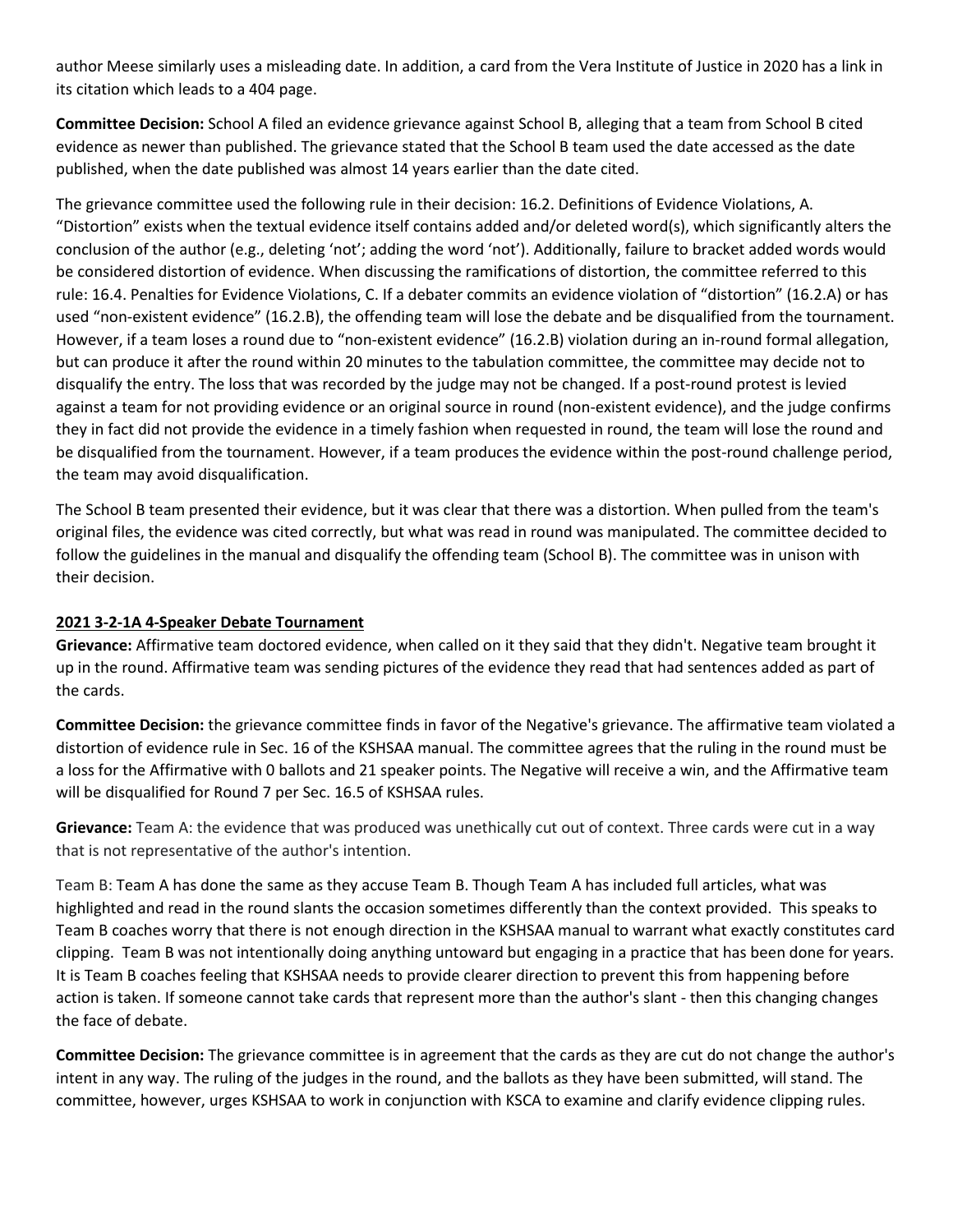author Meese similarly uses a misleading date. In addition, a card from the Vera Institute of Justice in 2020 has a link in its citation which leads to a 404 page.

**Committee Decision:** School A filed an evidence grievance against School B, alleging that a team from School B cited evidence as newer than published. The grievance stated that the School B team used the date accessed as the date published, when the date published was almost 14 years earlier than the date cited.

The grievance committee used the following rule in their decision: 16.2. Definitions of Evidence Violations, A. "Distortion" exists when the textual evidence itself contains added and/or deleted word(s), which significantly alters the conclusion of the author (e.g., deleting 'not'; adding the word 'not'). Additionally, failure to bracket added words would be considered distortion of evidence. When discussing the ramifications of distortion, the committee referred to this rule: 16.4. Penalties for Evidence Violations, C. If a debater commits an evidence violation of "distortion" (16.2.A) or has used "non-existent evidence" (16.2.B), the offending team will lose the debate and be disqualified from the tournament. However, if a team loses a round due to "non-existent evidence" (16.2.B) violation during an in-round formal allegation, but can produce it after the round within 20 minutes to the tabulation committee, the committee may decide not to disqualify the entry. The loss that was recorded by the judge may not be changed. If a post-round protest is levied against a team for not providing evidence or an original source in round (non-existent evidence), and the judge confirms they in fact did not provide the evidence in a timely fashion when requested in round, the team will lose the round and be disqualified from the tournament. However, if a team produces the evidence within the post-round challenge period, the team may avoid disqualification.

The School B team presented their evidence, but it was clear that there was a distortion. When pulled from the team's original files, the evidence was cited correctly, but what was read in round was manipulated. The committee decided to follow the guidelines in the manual and disqualify the offending team (School B). The committee was in unison with their decision.

## 2021 3-2-1A 4-Speaker Debate Tournament

**Grievance:** Affirmative team doctored evidence, when called on it they said that they didn't. Negative team brought it up in the round. Affirmative team was sending pictures of the evidence they read that had sentences added as part of the cards.

**Committee Decision:** the grievance committee finds in favor of the Negative's grievance. The affirmative team violated a distortion of evidence rule in Sec. 16 of the KSHSAA manual. The committee agrees that the ruling in the round must be a loss for the Affirmative with 0 ballots and 21 speaker points. The Negative will receive a win, and the Affirmative team will be disqualified for Round 7 per Sec. 16.5 of KSHSAA rules.

**Grievance:** Team A: the evidence that was produced was unethically cut out of context. Three cards were cut in a way that is not representative of the author's intention.

Team B: Team A has done the same as they accuse Team B. Though Team A has included full articles, what was highlighted and read in the round slants the occasion sometimes differently than the context provided. This speaks to Team B coaches worry that there is not enough direction in the KSHSAA manual to warrant what exactly constitutes card clipping. Team B was not intentionally doing anything untoward but engaging in a practice that has been done for years. It is Team B coaches feeling that KSHSAA needs to provide clearer direction to prevent this from happening before action is taken. If someone cannot take cards that represent more than the author's slant - then this changing changes the face of debate.

**Committee Decision:** The grievance committee is in agreement that the cards as they are cut do not change the author's intent in any way. The ruling of the judges in the round, and the ballots as they have been submitted, will stand. The committee, however, urges KSHSAA to work in conjunction with KSCA to examine and clarify evidence clipping rules.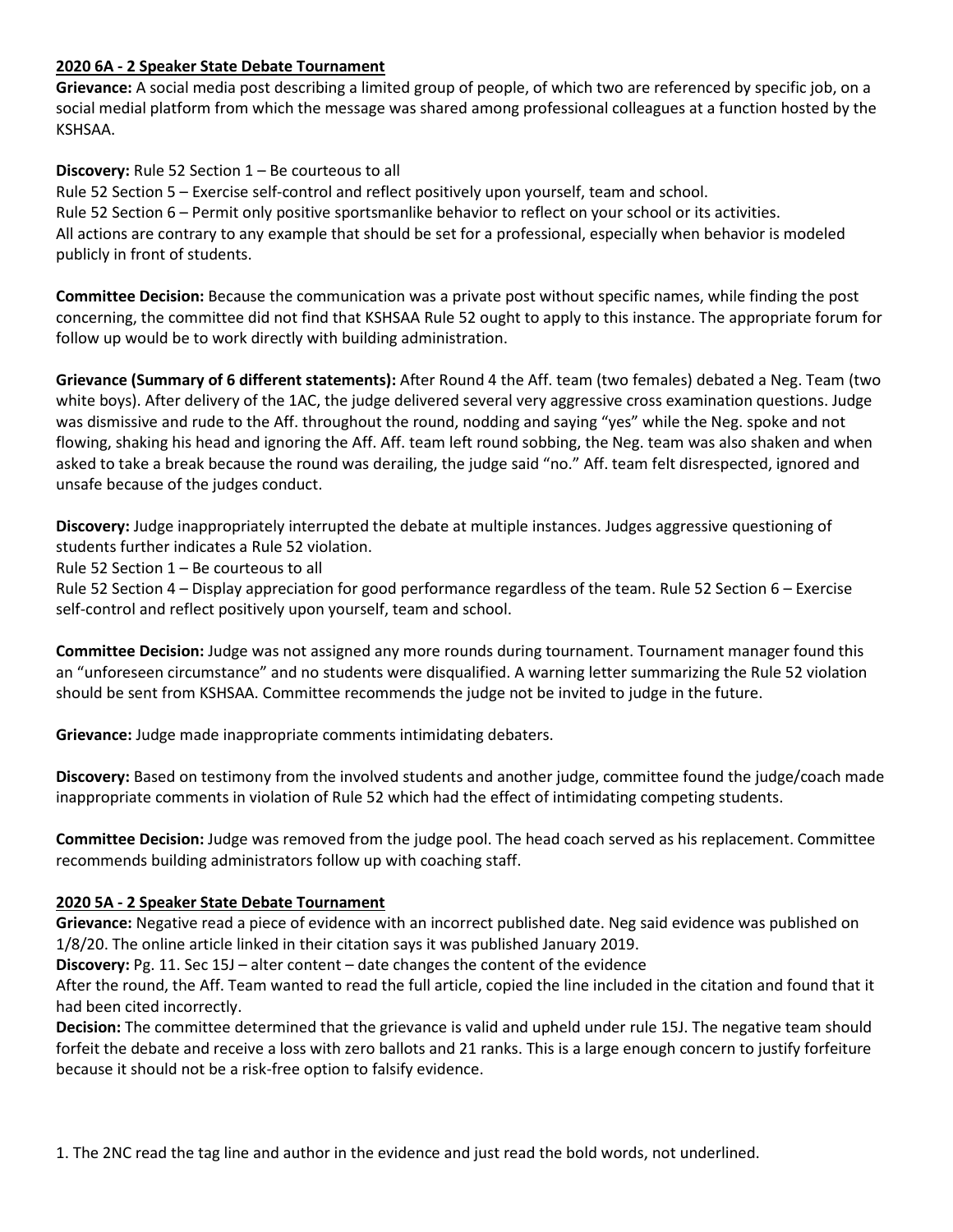**2020 6A - 2 Speaker State Debate Tournament**

**Grievance:** A social media post describing a limited group of people, of which two are referenced by specific job, on a social medial platform from which the message was shared among professional colleagues at a function hosted by the KSHSAA.

**Discovery:** Rule 52 Section 1 – Be courteous to all
Rule 52 Section 5 – Exercise self-control and reflect positively upon yourself, team and school.
Rule 52 Section 6 – Permit only positive sportsmanlike behavior to reflect on your school or its activities.
All actions are contrary to any example that should be set for a professional, especially when behavior is modeled publicly in front of students.

**Committee Decision:** Because the communication was a private post without specific names, while finding the post concerning, the committee did not find that KSHSAA Rule 52 ought to apply to this instance. The appropriate forum for follow up would be to work directly with building administration.

**Grievance (Summary of 6 different statements):** After Round 4 the Aff. team (two females) debated a Neg. Team (two white boys). After delivery of the 1AC, the judge delivered several very aggressive cross examination questions. Judge was dismissive and rude to the Aff. throughout the round, nodding and saying "yes" while the Neg. spoke and not flowing, shaking his head and ignoring the Aff. Aff. team left round sobbing, the Neg. team was also shaken and when asked to take a break because the round was derailing, the judge said "no." Aff. team felt disrespected, ignored and unsafe because of the judges conduct.

**Discovery:** Judge inappropriately interrupted the debate at multiple instances. Judges aggressive questioning of students further indicates a Rule 52 violation.
Rule 52 Section 1 – Be courteous to all
Rule 52 Section 4 – Display appreciation for good performance regardless of the team. Rule 52 Section 6 – Exercise self-control and reflect positively upon yourself, team and school.

**Committee Decision:** Judge was not assigned any more rounds during tournament. Tournament manager found this an "unforeseen circumstance" and no students were disqualified. A warning letter summarizing the Rule 52 violation should be sent from KSHSAA. Committee recommends the judge not be invited to judge in the future.

**Grievance:** Judge made inappropriate comments intimidating debaters.

**Discovery:** Based on testimony from the involved students and another judge, committee found the judge/coach made inappropriate comments in violation of Rule 52 which had the effect of intimidating competing students.

**Committee Decision:** Judge was removed from the judge pool. The head coach served as his replacement. Committee recommends building administrators follow up with coaching staff.

**2020 5A - 2 Speaker State Debate Tournament**

**Grievance:** Negative read a piece of evidence with an incorrect published date. Neg said evidence was published on 1/8/20. The online article linked in their citation says it was published January 2019.
**Discovery:** Pg. 11. Sec 15J – alter content – date changes the content of the evidence
After the round, the Aff. Team wanted to read the full article, copied the line included in the citation and found that it had been cited incorrectly.
**Decision:** The committee determined that the grievance is valid and upheld under rule 15J. The negative team should forfeit the debate and receive a loss with zero ballots and 21 ranks. This is a large enough concern to justify forfeiture because it should not be a risk-free option to falsify evidence.

1. The 2NC read the tag line and author in the evidence and just read the bold words, not underlined.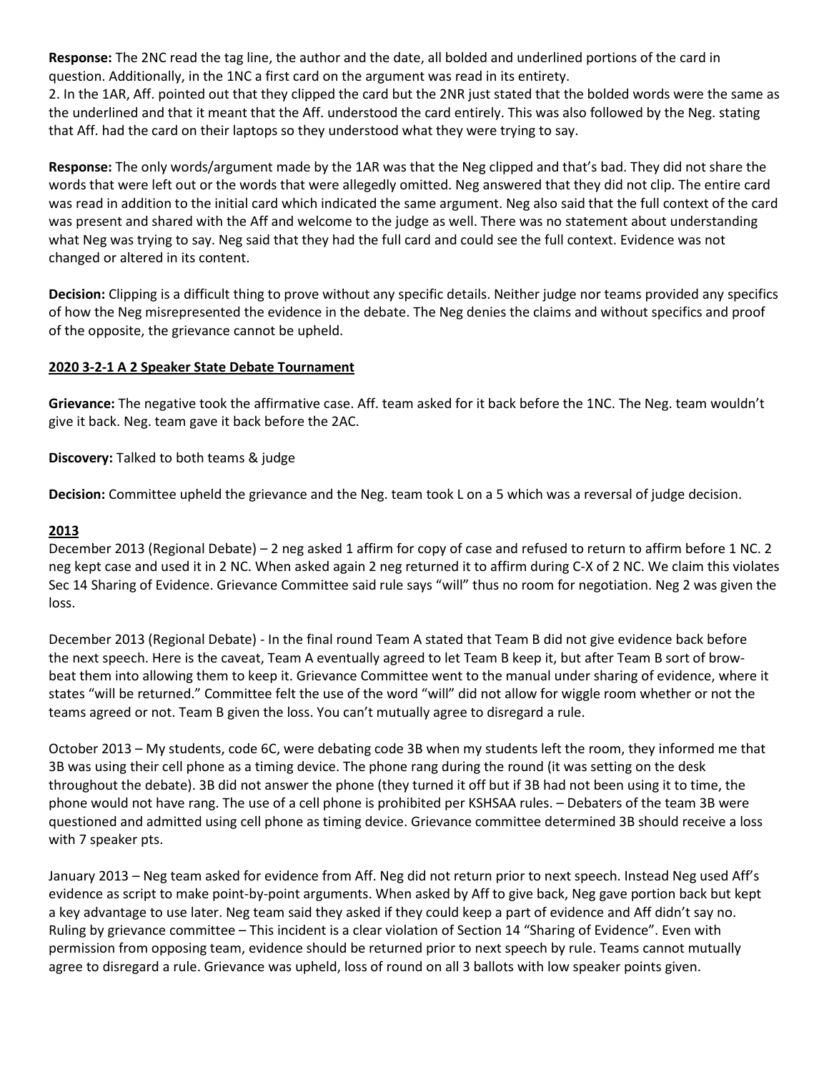**Response:** The 2NC read the tag line, the author and the date, all bolded and underlined portions of the card in question. Additionally, in the 1NC a first card on the argument was read in its entirety.

2. In the 1AR, Aff. pointed out that they clipped the card but the 2NR just stated that the bolded words were the same as the underlined and that it meant that the Aff. understood the card entirely. This was also followed by the Neg. stating that Aff. had the card on their laptops so they understood what they were trying to say.

**Response:** The only words/argument made by the 1AR was that the Neg clipped and that's bad. They did not share the words that were left out or the words that were allegedly omitted. Neg answered that they did not clip. The entire card was read in addition to the initial card which indicated the same argument. Neg also said that the full context of the card was present and shared with the Aff and welcome to the judge as well. There was no statement about understanding what Neg was trying to say. Neg said that they had the full card and could see the full context. Evidence was not changed or altered in its content.

**Decision:** Clipping is a difficult thing to prove without any specific details. Neither judge nor teams provided any specifics of how the Neg misrepresented the evidence in the debate. The Neg denies the claims and without specifics and proof of the opposite, the grievance cannot be upheld.

**2020 3-2-1 A 2 Speaker State Debate Tournament**

**Grievance:** The negative took the affirmative case. Aff. team asked for it back before the 1NC. The Neg. team wouldn't give it back. Neg. team gave it back before the 2AC.

**Discovery:** Talked to both teams & judge

**Decision:** Committee upheld the grievance and the Neg. team took L on a 5 which was a reversal of judge decision.

**2013**

December 2013 (Regional Debate) – 2 neg asked 1 affirm for copy of case and refused to return to affirm before 1 NC. 2 neg kept case and used it in 2 NC. When asked again 2 neg returned it to affirm during C-X of 2 NC. We claim this violates Sec 14 Sharing of Evidence. Grievance Committee said rule says "will" thus no room for negotiation. Neg 2 was given the loss.

December 2013 (Regional Debate) - In the final round Team A stated that Team B did not give evidence back before the next speech. Here is the caveat, Team A eventually agreed to let Team B keep it, but after Team B sort of brow-beat them into allowing them to keep it. Grievance Committee went to the manual under sharing of evidence, where it states "will be returned." Committee felt the use of the word "will" did not allow for wiggle room whether or not the teams agreed or not. Team B given the loss. You can't mutually agree to disregard a rule.

October 2013 – My students, code 6C, were debating code 3B when my students left the room, they informed me that 3B was using their cell phone as a timing device. The phone rang during the round (it was setting on the desk throughout the debate). 3B did not answer the phone (they turned it off but if 3B had not been using it to time, the phone would not have rang. The use of a cell phone is prohibited per KSHSAA rules. – Debaters of the team 3B were questioned and admitted using cell phone as timing device. Grievance committee determined 3B should receive a loss with 7 speaker pts.

January 2013 – Neg team asked for evidence from Aff. Neg did not return prior to next speech. Instead Neg used Aff's evidence as script to make point-by-point arguments. When asked by Aff to give back, Neg gave portion back but kept a key advantage to use later. Neg team said they asked if they could keep a part of evidence and Aff didn't say no. Ruling by grievance committee – This incident is a clear violation of Section 14 "Sharing of Evidence". Even with permission from opposing team, evidence should be returned prior to next speech by rule. Teams cannot mutually agree to disregard a rule. Grievance was upheld, loss of round on all 3 ballots with low speaker points given.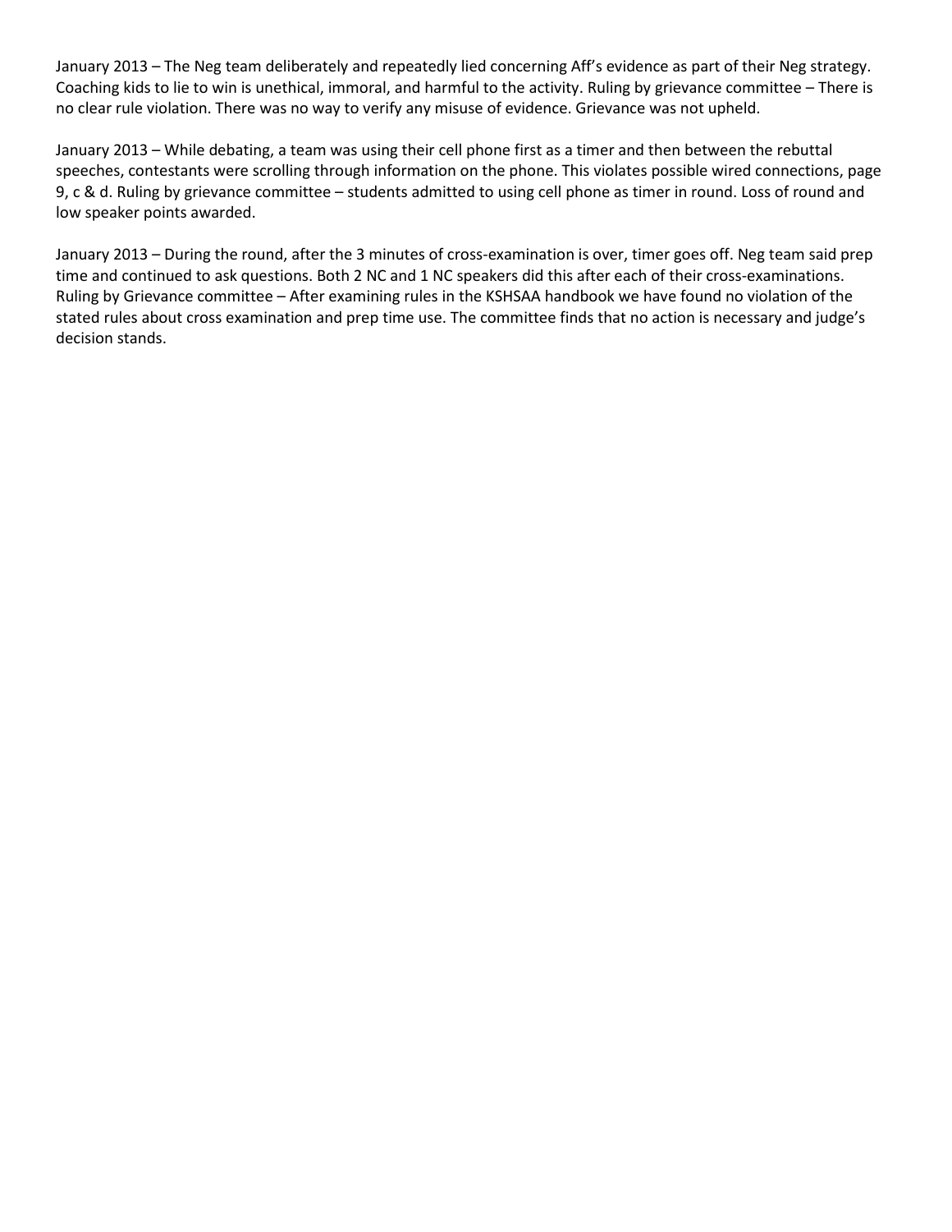January 2013 – The Neg team deliberately and repeatedly lied concerning Aff's evidence as part of their Neg strategy. Coaching kids to lie to win is unethical, immoral, and harmful to the activity. Ruling by grievance committee – There is no clear rule violation. There was no way to verify any misuse of evidence. Grievance was not upheld.

January 2013 – While debating, a team was using their cell phone first as a timer and then between the rebuttal speeches, contestants were scrolling through information on the phone. This violates possible wired connections, page 9, c & d. Ruling by grievance committee – students admitted to using cell phone as timer in round. Loss of round and low speaker points awarded.

January 2013 – During the round, after the 3 minutes of cross-examination is over, timer goes off. Neg team said prep time and continued to ask questions. Both 2 NC and 1 NC speakers did this after each of their cross-examinations. Ruling by Grievance committee – After examining rules in the KSHSAA handbook we have found no violation of the stated rules about cross examination and prep time use. The committee finds that no action is necessary and judge's decision stands.